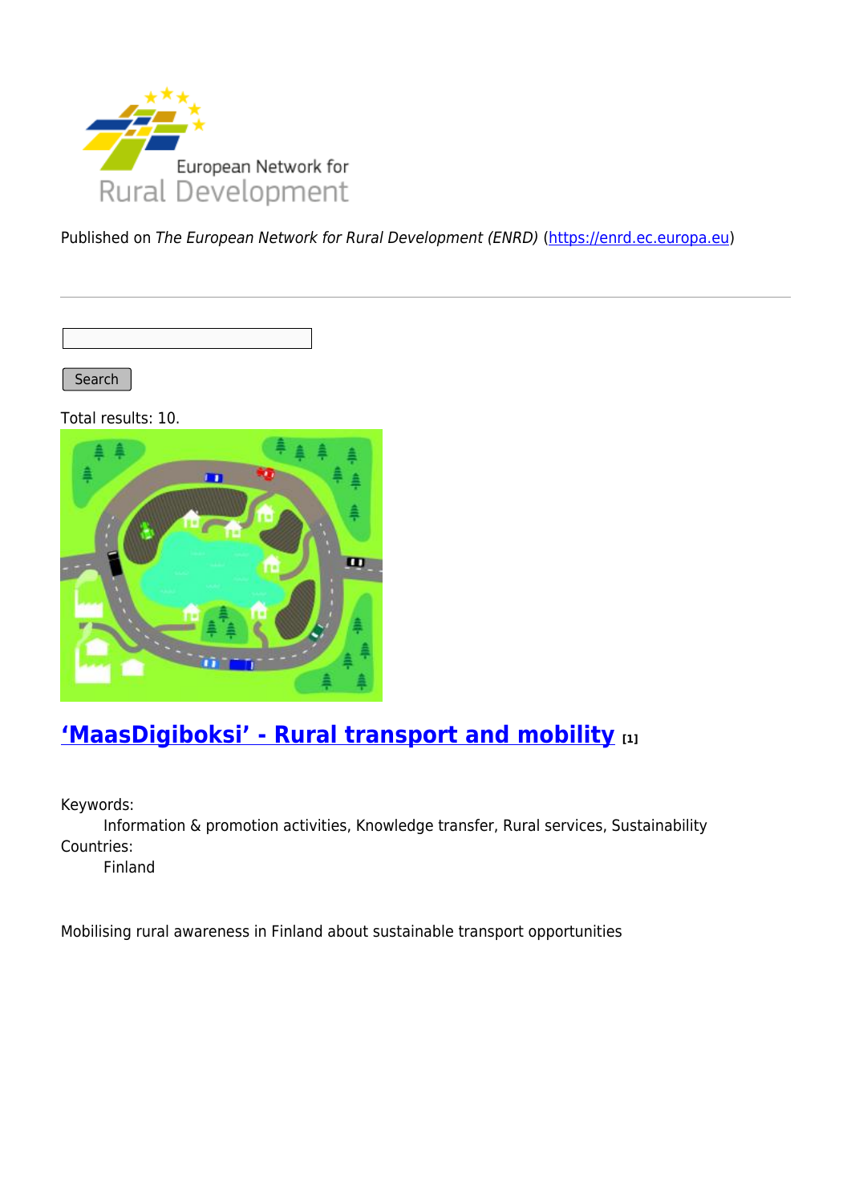Published on *The European Network for Rural Development (ENRD)* (https://enrd.ec.europa.eu)

Search

Total results: 10.

## ‘MaasDigiboksi’ - Rural transport and mobility [1]

Keywords:
Information & promotion activities, Knowledge transfer, Rural services, Sustainability

Countries:
Finland

Mobilising rural awareness in Finland about sustainable transport opportunities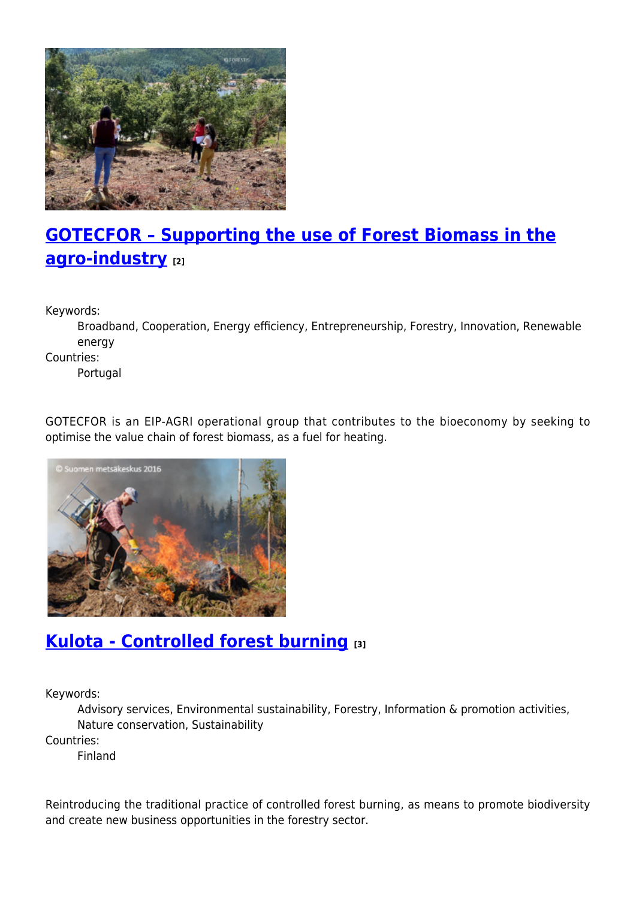## GOTECFOR – Supporting the use of Forest Biomass in the agro-industry [2]

Keywords:
: Broadband, Cooperation, Energy efficiency, Entrepreneurship, Forestry, Innovation, Renewable energy

Countries:
: Portugal

GOTECFOR is an EIP-AGRI operational group that contributes to the bioeconomy by seeking to optimise the value chain of forest biomass, as a fuel for heating.

## Kulota - Controlled forest burning [3]

Keywords:
: Advisory services, Environmental sustainability, Forestry, Information & promotion activities, Nature conservation, Sustainability

Countries:
: Finland

Reintroducing the traditional practice of controlled forest burning, as means to promote biodiversity and create new business opportunities in the forestry sector.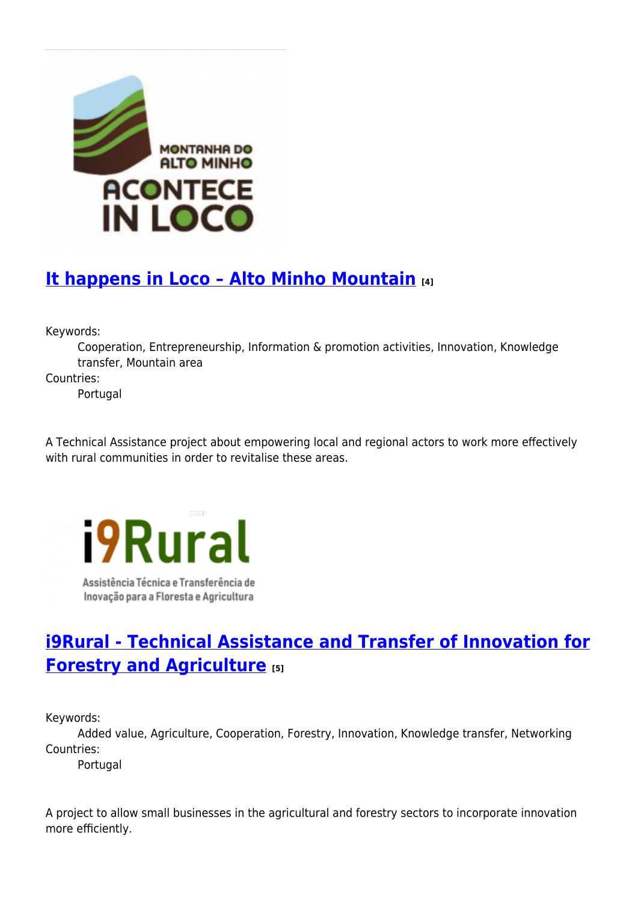## It happens in Loco – Alto Minho Mountain [4]

Keywords:
Cooperation, Entrepreneurship, Information & promotion activities, Innovation, Knowledge transfer, Mountain area

Countries:
Portugal

A Technical Assistance project about empowering local and regional actors to work more effectively with rural communities in order to revitalise these areas.

## i9Rural - Technical Assistance and Transfer of Innovation for Forestry and Agriculture [5]

Keywords:
Added value, Agriculture, Cooperation, Forestry, Innovation, Knowledge transfer, Networking

Countries:
Portugal

A project to allow small businesses in the agricultural and forestry sectors to incorporate innovation more efficiently.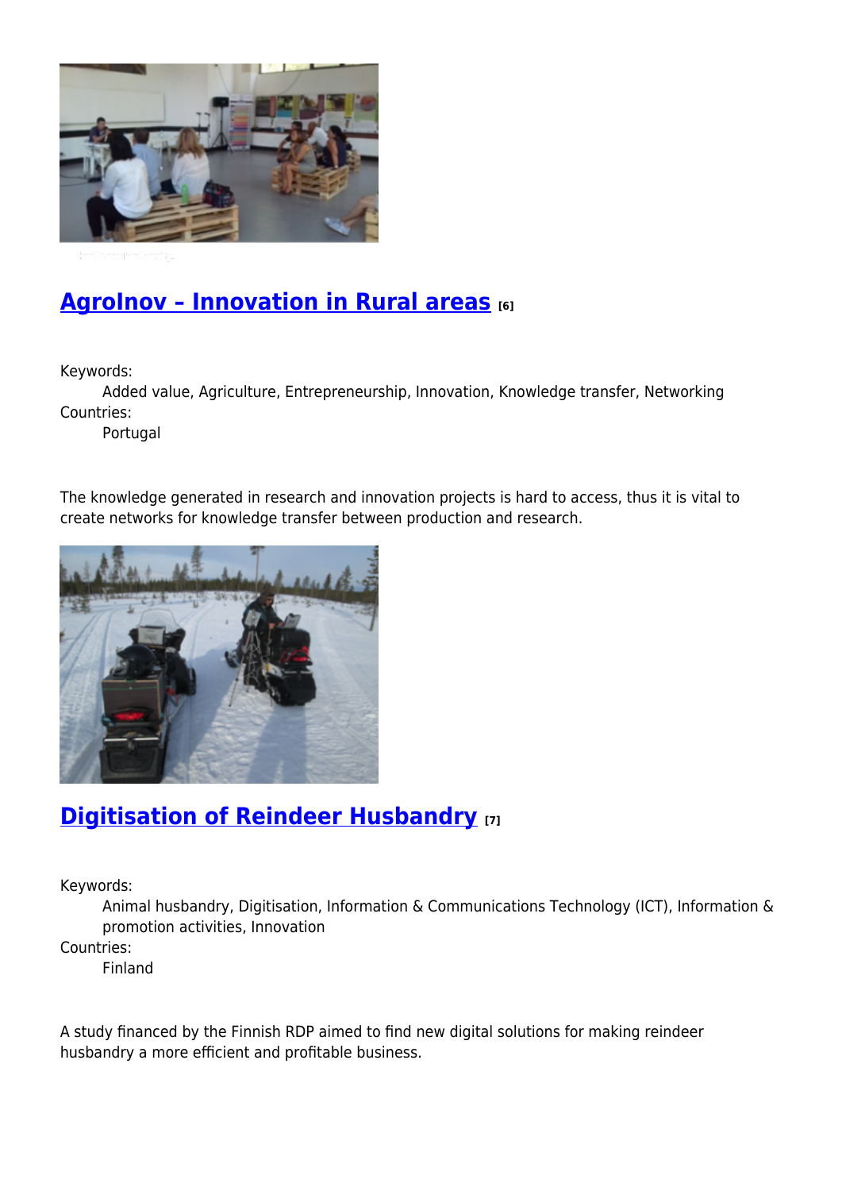## [AgroInov – Innovation in Rural areas] [6]

Keywords:
Added value, Agriculture, Entrepreneurship, Innovation, Knowledge transfer, Networking

Countries:
Portugal

The knowledge generated in research and innovation projects is hard to access, thus it is vital to create networks for knowledge transfer between production and research.

## [Digitisation of Reindeer Husbandry] [7]

Keywords:
Animal husbandry, Digitisation, Information & Communications Technology (ICT), Information & promotion activities, Innovation

Countries:
Finland

A study financed by the Finnish RDP aimed to find new digital solutions for making reindeer husbandry a more efficient and profitable business.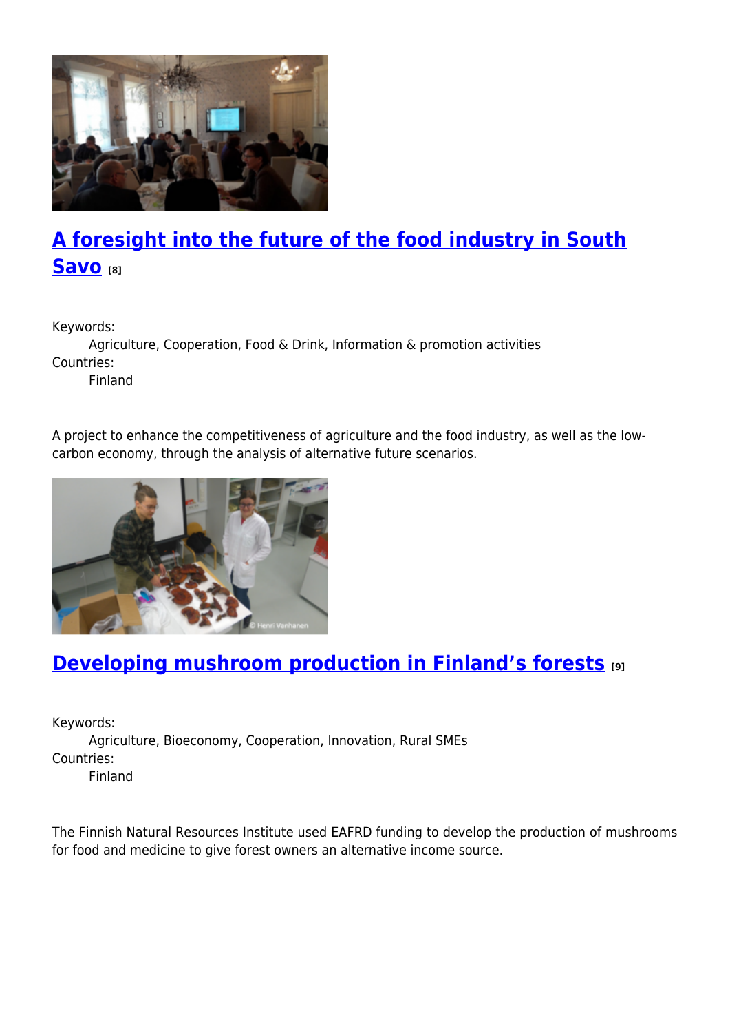## [A foresight into the future of the food industry in South Savo](#) [8]

Keywords:
Agriculture, Cooperation, Food & Drink, Information & promotion activities

Countries:
Finland

A project to enhance the competitiveness of agriculture and the food industry, as well as the low-carbon economy, through the analysis of alternative future scenarios.

## [Developing mushroom production in Finland's forests](#) [9]

Keywords:
Agriculture, Bioeconomy, Cooperation, Innovation, Rural SMEs

Countries:
Finland

The Finnish Natural Resources Institute used EAFRD funding to develop the production of mushrooms for food and medicine to give forest owners an alternative income source.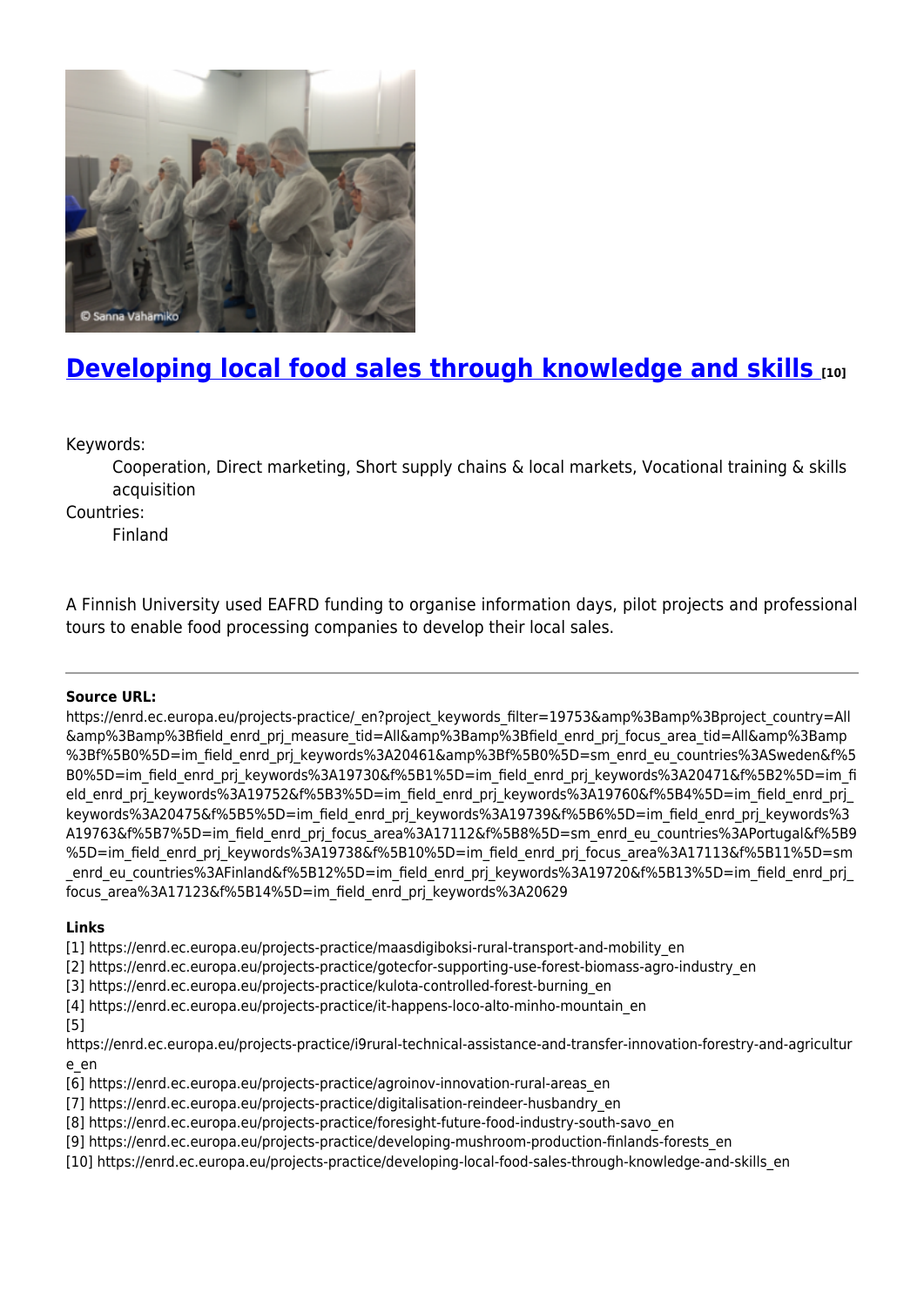## [Developing local food sales through knowledge and skills [10]](https://enrd.ec.europa.eu/projects-practice/developing-local-food-sales-through-knowledge-and-skills_en)

Keywords:
: Cooperation, Direct marketing, Short supply chains & local markets, Vocational training & skills acquisition

Countries:
: Finland

A Finnish University used EAFRD funding to organise information days, pilot projects and professional tours to enable food processing companies to develop their local sales.

---

**Source URL:**
https://enrd.ec.europa.eu/projects-practice/_en?project_keywords_filter=19753&amp%3Bamp%3Bproject_country=All&amp%3Bamp%3Bfield_enrd_prj_measure_tid=All&amp%3Bamp%3Bfield_enrd_prj_focus_area_tid=All&amp%3Bamp%3Bf%5B0%5D=im_field_enrd_prj_keywords%3A20461&amp%3Bf%5B0%5D=sm_enrd_eu_countries%3ASweden&f%5B0%5D=im_field_enrd_prj_keywords%3A19730&f%5B1%5D=im_field_enrd_prj_keywords%3A20471&f%5B2%5D=im_field_enrd_prj_keywords%3A19752&f%5B3%5D=im_field_enrd_prj_keywords%3A19760&f%5B4%5D=im_field_enrd_prj_keywords%3A20475&f%5B5%5D=im_field_enrd_prj_keywords%3A19739&f%5B6%5D=im_field_enrd_prj_keywords%3A19763&f%5B7%5D=im_field_enrd_prj_focus_area%3A17112&f%5B8%5D=sm_enrd_eu_countries%3APortugal&f%5B9%5D=im_field_enrd_prj_keywords%3A19738&f%5B10%5D=im_field_enrd_prj_focus_area%3A17113&f%5B11%5D=sm_enrd_eu_countries%3AFinland&f%5B12%5D=im_field_enrd_prj_keywords%3A19720&f%5B13%5D=im_field_enrd_prj_focus_area%3A17123&f%5B14%5D=im_field_enrd_prj_keywords%3A20629

**Links**

[1] https://enrd.ec.europa.eu/projects-practice/maasdigiboksi-rural-transport-and-mobility_en
[2] https://enrd.ec.europa.eu/projects-practice/gotecfor-supporting-use-forest-biomass-agro-industry_en
[3] https://enrd.ec.europa.eu/projects-practice/kulota-controlled-forest-burning_en
[4] https://enrd.ec.europa.eu/projects-practice/it-happens-loco-alto-minho-mountain_en
[5] https://enrd.ec.europa.eu/projects-practice/i9rural-technical-assistance-and-transfer-innovation-forestry-and-agriculture_en
[6] https://enrd.ec.europa.eu/projects-practice/agroinov-innovation-rural-areas_en
[7] https://enrd.ec.europa.eu/projects-practice/digitalisation-reindeer-husbandry_en
[8] https://enrd.ec.europa.eu/projects-practice/foresight-future-food-industry-south-savo_en
[9] https://enrd.ec.europa.eu/projects-practice/developing-mushroom-production-finlands-forests_en
[10] https://enrd.ec.europa.eu/projects-practice/developing-local-food-sales-through-knowledge-and-skills_en